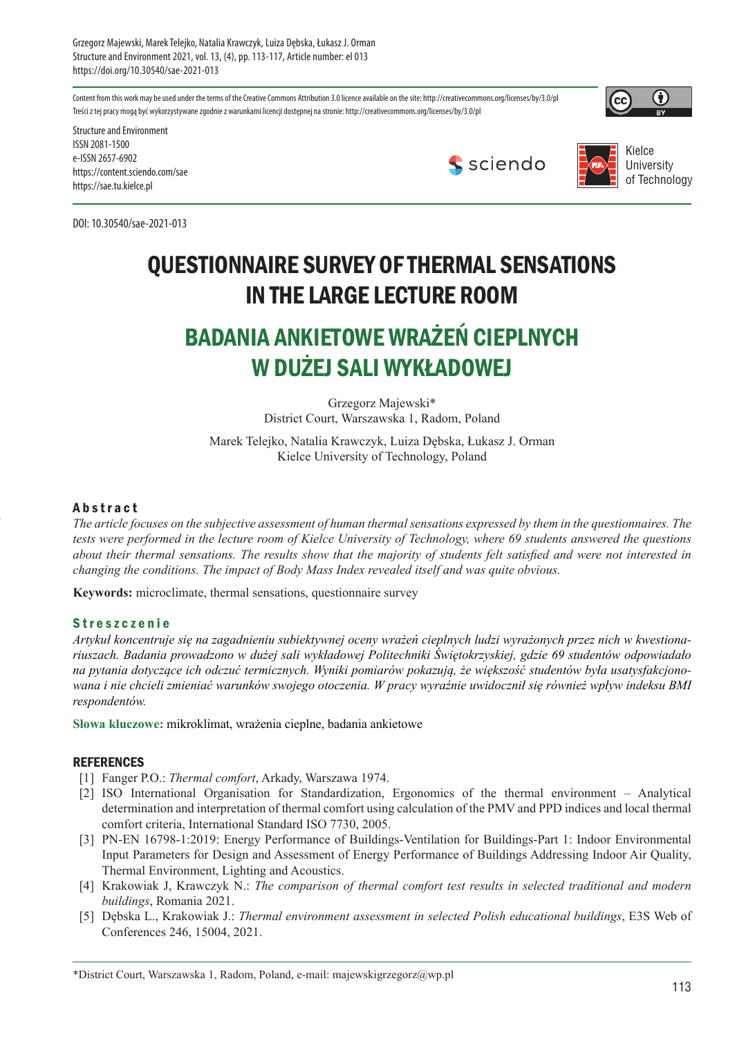Grzegorz Majewski, Marek Telejko, Natalia Krawczyk, Luiza Dębska, Łukasz J. Orman
Structure and Environment 2021, vol. 13, (4), pp. 113-117, Article number: el 013
https://doi.org/10.30540/sae-2021-013

Content from this work may be used under the terms of the Creative Commons Attribution 3.0 licence available on the site: http://creativecommons.org/licenses/by/3.0/pl
Treści z tej pracy mogą być wykorzystywane zgodnie z warunkami licencji dostępnej na stronie: http://creativecommons.org/licenses/by/3.0/pl

Structure and Environment
ISSN 2081-1500
e-ISSN 2657-6902
https://content.sciendo.com/sae
https://sae.tu.kielce.pl

sciendo

Kielce University of Technology

DOI: 10.30540/sae-2021-013

# QUESTIONNAIRE SURVEY OF THERMAL SENSATIONS IN THE LARGE LECTURE ROOM

# BADANIA ANKIETOWE WRAŻEŃ CIEPLNYCH W DUŻEJ SALI WYKŁADOWEJ

Grzegorz Majewski*
District Court, Warszawska 1, Radom, Poland

Marek Telejko, Natalia Krawczyk, Luiza Dębska, Łukasz J. Orman
Kielce University of Technology, Poland

### Abstract

*The article focuses on the subjective assessment of human thermal sensations expressed by them in the questionnaires. The tests were performed in the lecture room of Kielce University of Technology, where 69 students answered the questions about their thermal sensations. The results show that the majority of students felt satisfied and were not interested in changing the conditions. The impact of Body Mass Index revealed itself and was quite obvious.*

**Keywords:** microclimate, thermal sensations, questionnaire survey

### Streszczenie

*Artykuł koncentruje się na zagadnieniu subiektywnej oceny wrażeń cieplnych ludzi wyrażonych przez nich w kwestionariuszach. Badania prowadzono w dużej sali wykładowej Politechniki Świętokrzyskiej, gdzie 69 studentów odpowiadało na pytania dotyczące ich odczuć termicznych. Wyniki pomiarów pokazują, że większość studentów była usatysfakcjonowana i nie chcieli zmieniać warunków swojego otoczenia. W pracy wyraźnie uwidocznił się również wpływ indeksu BMI respondentów.*

**Słowa kluczowe:** mikroklimat, wrażenia cieplne, badania ankietowe

## REFERENCES

[1] Fanger P.O.: *Thermal comfort*, Arkady, Warszawa 1974.
[2] ISO International Organisation for Standardization, Ergonomics of the thermal environment – Analytical determination and interpretation of thermal comfort using calculation of the PMV and PPD indices and local thermal comfort criteria, International Standard ISO 7730, 2005.
[3] PN-EN 16798-1:2019: Energy Performance of Buildings-Ventilation for Buildings-Part 1: Indoor Environmental Input Parameters for Design and Assessment of Energy Performance of Buildings Addressing Indoor Air Quality, Thermal Environment, Lighting and Acoustics.
[4] Krakowiak J, Krawczyk N.: *The comparison of thermal comfort test results in selected traditional and modern buildings*, Romania 2021.
[5] Dębska L., Krakowiak J.: *Thermal environment assessment in selected Polish educational buildings*, E3S Web of Conferences 246, 15004, 2021.

*District Court, Warszawska 1, Radom, Poland, e-mail: majewskigrzegorz@wp.pl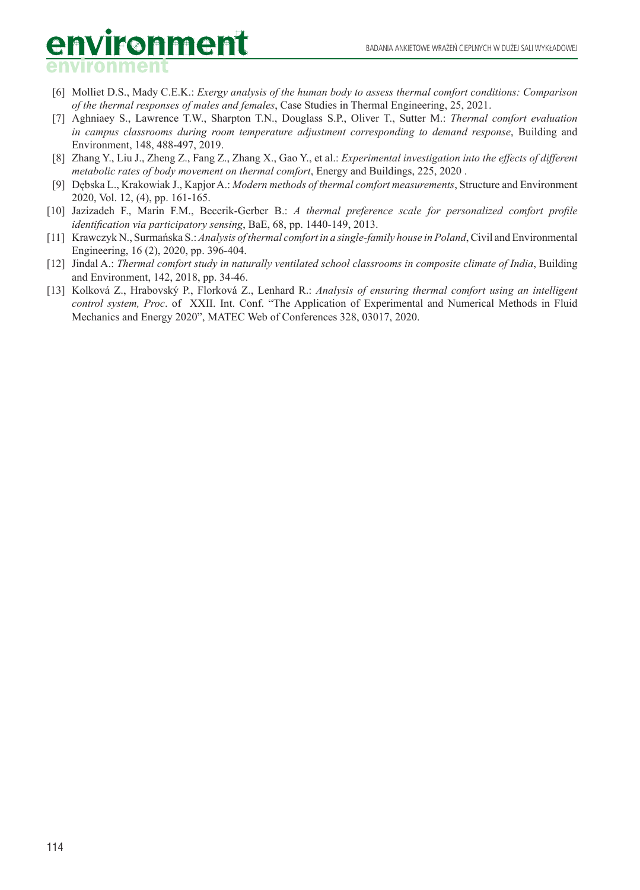[6] Molliet D.S., Mady C.E.K.: *Exergy analysis of the human body to assess thermal comfort conditions: Comparison of the thermal responses of males and females*, Case Studies in Thermal Engineering, 25, 2021.

[7] Aghniaey S., Lawrence T.W., Sharpton T.N., Douglass S.P., Oliver T., Sutter M.: *Thermal comfort evaluation in campus classrooms during room temperature adjustment corresponding to demand response*, Building and Environment, 148, 488-497, 2019.

[8] Zhang Y., Liu J., Zheng Z., Fang Z., Zhang X., Gao Y., et al.: *Experimental investigation into the effects of different metabolic rates of body movement on thermal comfort*, Energy and Buildings, 225, 2020 .

[9] Dębska L., Krakowiak J., Kapjor A.: *Modern methods of thermal comfort measurements*, Structure and Environment 2020, Vol. 12, (4), pp. 161-165.

[10] Jazizadeh F., Marin F.M., Becerik-Gerber B.: *A thermal preference scale for personalized comfort profile identification via participatory sensing*, BaE, 68, pp. 1440-149, 2013.

[11] Krawczyk N., Surmańska S.: *Analysis of thermal comfort in a single-family house in Poland*, Civil and Environmental Engineering, 16 (2), 2020, pp. 396-404.

[12] Jindal A.: *Thermal comfort study in naturally ventilated school classrooms in composite climate of India*, Building and Environment, 142, 2018, pp. 34-46.

[13] Kolková Z., Hrabovský P., Florková Z., Lenhard R.: *Analysis of ensuring thermal comfort using an intelligent control system, Proc*. of XXII. Int. Conf. "The Application of Experimental and Numerical Methods in Fluid Mechanics and Energy 2020", MATEC Web of Conferences 328, 03017, 2020.